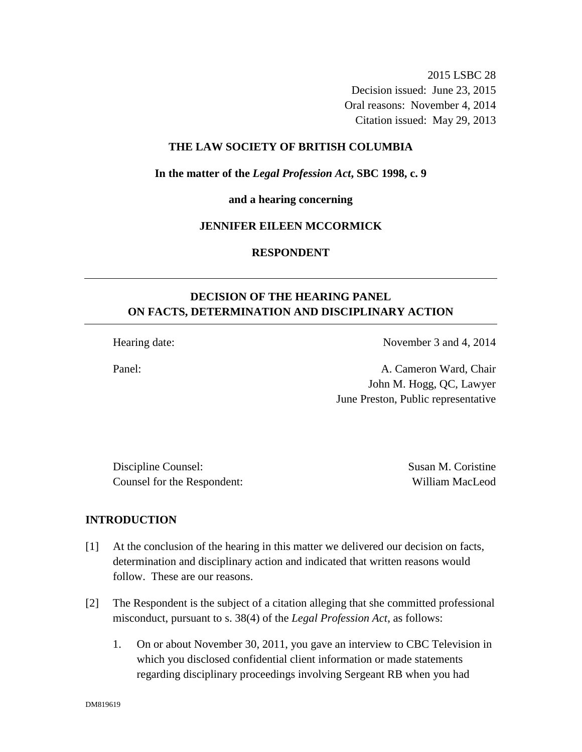2015 LSBC 28
Decision issued: June 23, 2015
Oral reasons: November 4, 2014
Citation issued: May 29, 2013

**THE LAW SOCIETY OF BRITISH COLUMBIA**

**In the matter of the *Legal Profession Act*, SBC 1998, c. 9**

**and a hearing concerning**

**JENNIFER EILEEN MCCORMICK**

**RESPONDENT**

---

## DECISION OF THE HEARING PANEL ON FACTS, DETERMINATION AND DISCIPLINARY ACTION

---

| | |
|---|---|
| Hearing date: | November 3 and 4, 2014 |
| Panel: | A. Cameron Ward, Chair<br>John M. Hogg, QC, Lawyer<br>June Preston, Public representative |

| | |
|---|---|
| Discipline Counsel: | Susan M. Coristine |
| Counsel for the Respondent: | William MacLeod |

## INTRODUCTION

[1] At the conclusion of the hearing in this matter we delivered our decision on facts, determination and disciplinary action and indicated that written reasons would follow. These are our reasons.

[2] The Respondent is the subject of a citation alleging that she committed professional misconduct, pursuant to s. 38(4) of the *Legal Profession Act*, as follows:

1. On or about November 30, 2011, you gave an interview to CBC Television in which you disclosed confidential client information or made statements regarding disciplinary proceedings involving Sergeant RB when you had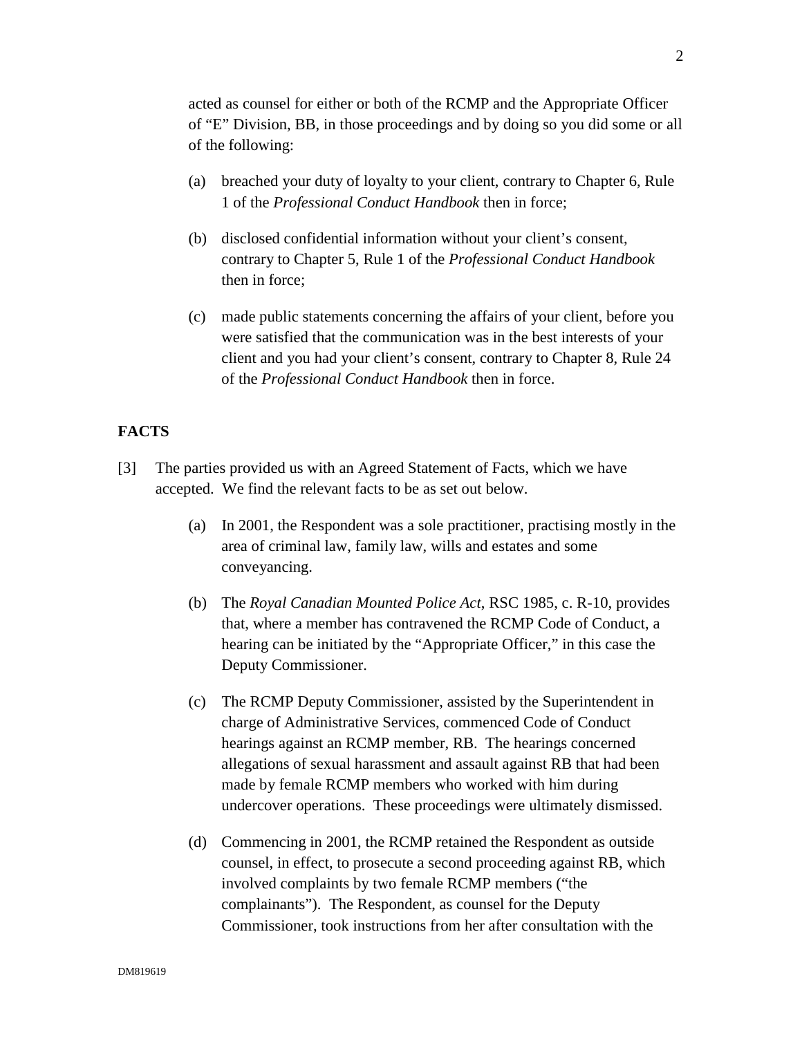acted as counsel for either or both of the RCMP and the Appropriate Officer of "E" Division, BB, in those proceedings and by doing so you did some or all of the following:

(a) breached your duty of loyalty to your client, contrary to Chapter 6, Rule 1 of the *Professional Conduct Handbook* then in force;

(b) disclosed confidential information without your client's consent, contrary to Chapter 5, Rule 1 of the *Professional Conduct Handbook* then in force;

(c) made public statements concerning the affairs of your client, before you were satisfied that the communication was in the best interests of your client and you had your client's consent, contrary to Chapter 8, Rule 24 of the *Professional Conduct Handbook* then in force.

**FACTS**

[3] The parties provided us with an Agreed Statement of Facts, which we have accepted. We find the relevant facts to be as set out below.

(a) In 2001, the Respondent was a sole practitioner, practising mostly in the area of criminal law, family law, wills and estates and some conveyancing.

(b) The *Royal Canadian Mounted Police Act*, RSC 1985, c. R-10, provides that, where a member has contravened the RCMP Code of Conduct, a hearing can be initiated by the "Appropriate Officer," in this case the Deputy Commissioner.

(c) The RCMP Deputy Commissioner, assisted by the Superintendent in charge of Administrative Services, commenced Code of Conduct hearings against an RCMP member, RB. The hearings concerned allegations of sexual harassment and assault against RB that had been made by female RCMP members who worked with him during undercover operations. These proceedings were ultimately dismissed.

(d) Commencing in 2001, the RCMP retained the Respondent as outside counsel, in effect, to prosecute a second proceeding against RB, which involved complaints by two female RCMP members ("the complainants"). The Respondent, as counsel for the Deputy Commissioner, took instructions from her after consultation with the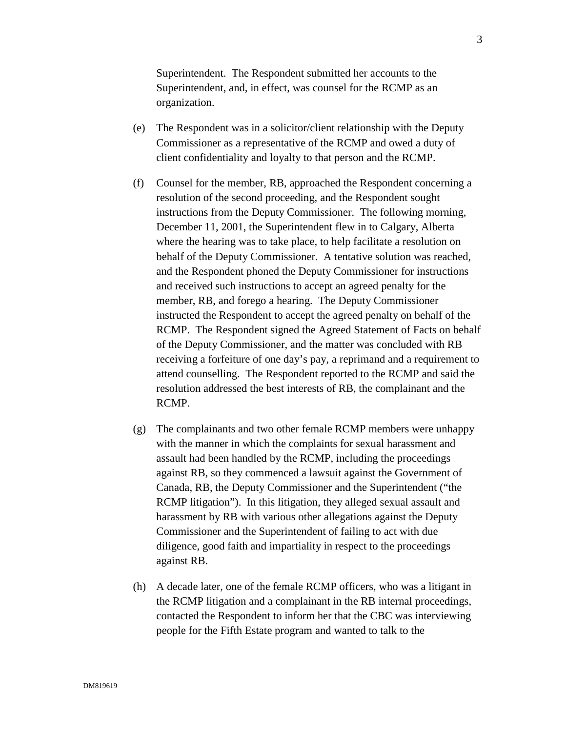Superintendent. The Respondent submitted her accounts to the Superintendent, and, in effect, was counsel for the RCMP as an organization.

(e) The Respondent was in a solicitor/client relationship with the Deputy Commissioner as a representative of the RCMP and owed a duty of client confidentiality and loyalty to that person and the RCMP.

(f) Counsel for the member, RB, approached the Respondent concerning a resolution of the second proceeding, and the Respondent sought instructions from the Deputy Commissioner. The following morning, December 11, 2001, the Superintendent flew in to Calgary, Alberta where the hearing was to take place, to help facilitate a resolution on behalf of the Deputy Commissioner. A tentative solution was reached, and the Respondent phoned the Deputy Commissioner for instructions and received such instructions to accept an agreed penalty for the member, RB, and forego a hearing. The Deputy Commissioner instructed the Respondent to accept the agreed penalty on behalf of the RCMP. The Respondent signed the Agreed Statement of Facts on behalf of the Deputy Commissioner, and the matter was concluded with RB receiving a forfeiture of one day's pay, a reprimand and a requirement to attend counselling. The Respondent reported to the RCMP and said the resolution addressed the best interests of RB, the complainant and the RCMP.

(g) The complainants and two other female RCMP members were unhappy with the manner in which the complaints for sexual harassment and assault had been handled by the RCMP, including the proceedings against RB, so they commenced a lawsuit against the Government of Canada, RB, the Deputy Commissioner and the Superintendent ("the RCMP litigation"). In this litigation, they alleged sexual assault and harassment by RB with various other allegations against the Deputy Commissioner and the Superintendent of failing to act with due diligence, good faith and impartiality in respect to the proceedings against RB.

(h) A decade later, one of the female RCMP officers, who was a litigant in the RCMP litigation and a complainant in the RB internal proceedings, contacted the Respondent to inform her that the CBC was interviewing people for the Fifth Estate program and wanted to talk to the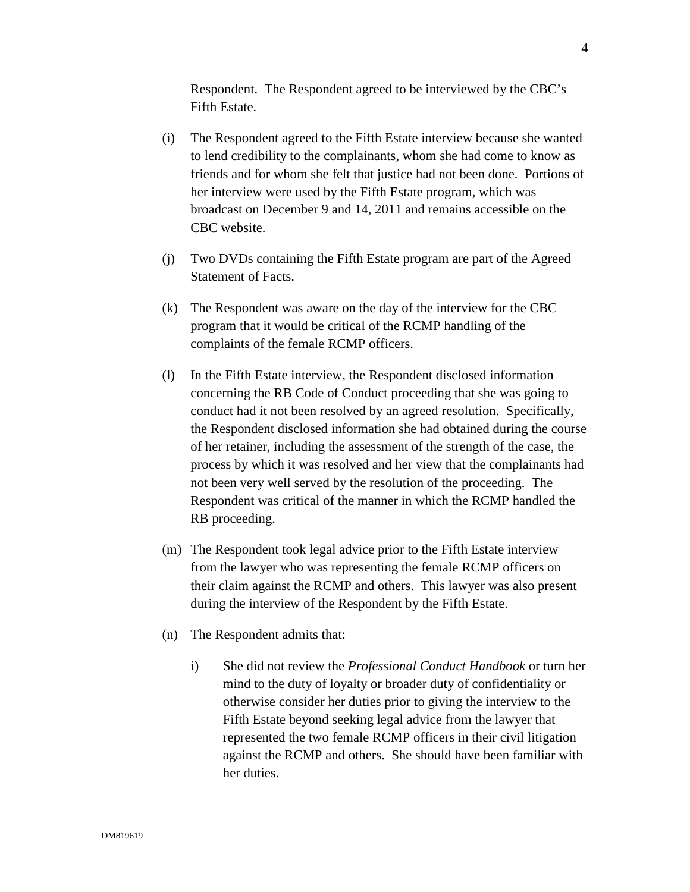Respondent. The Respondent agreed to be interviewed by the CBC's Fifth Estate.

(i) The Respondent agreed to the Fifth Estate interview because she wanted to lend credibility to the complainants, whom she had come to know as friends and for whom she felt that justice had not been done. Portions of her interview were used by the Fifth Estate program, which was broadcast on December 9 and 14, 2011 and remains accessible on the CBC website.

(j) Two DVDs containing the Fifth Estate program are part of the Agreed Statement of Facts.

(k) The Respondent was aware on the day of the interview for the CBC program that it would be critical of the RCMP handling of the complaints of the female RCMP officers.

(l) In the Fifth Estate interview, the Respondent disclosed information concerning the RB Code of Conduct proceeding that she was going to conduct had it not been resolved by an agreed resolution. Specifically, the Respondent disclosed information she had obtained during the course of her retainer, including the assessment of the strength of the case, the process by which it was resolved and her view that the complainants had not been very well served by the resolution of the proceeding. The Respondent was critical of the manner in which the RCMP handled the RB proceeding.

(m) The Respondent took legal advice prior to the Fifth Estate interview from the lawyer who was representing the female RCMP officers on their claim against the RCMP and others. This lawyer was also present during the interview of the Respondent by the Fifth Estate.

(n) The Respondent admits that:

i) She did not review the *Professional Conduct Handbook* or turn her mind to the duty of loyalty or broader duty of confidentiality or otherwise consider her duties prior to giving the interview to the Fifth Estate beyond seeking legal advice from the lawyer that represented the two female RCMP officers in their civil litigation against the RCMP and others. She should have been familiar with her duties.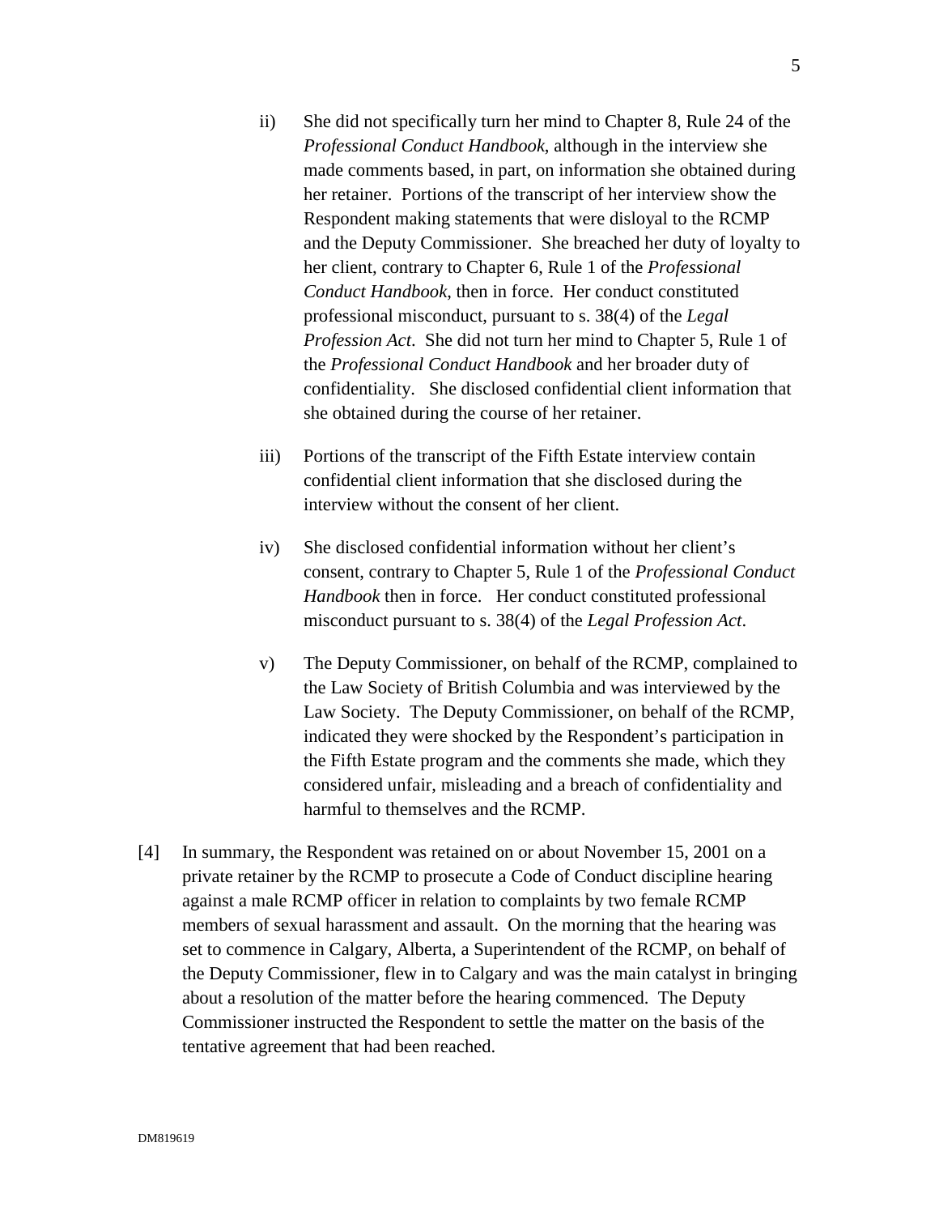ii) She did not specifically turn her mind to Chapter 8, Rule 24 of the *Professional Conduct Handbook*, although in the interview she made comments based, in part, on information she obtained during her retainer. Portions of the transcript of her interview show the Respondent making statements that were disloyal to the RCMP and the Deputy Commissioner. She breached her duty of loyalty to her client, contrary to Chapter 6, Rule 1 of the *Professional Conduct Handbook*, then in force. Her conduct constituted professional misconduct, pursuant to s. 38(4) of the *Legal Profession Act*. She did not turn her mind to Chapter 5, Rule 1 of the *Professional Conduct Handbook* and her broader duty of confidentiality. She disclosed confidential client information that she obtained during the course of her retainer.

iii) Portions of the transcript of the Fifth Estate interview contain confidential client information that she disclosed during the interview without the consent of her client.

iv) She disclosed confidential information without her client's consent, contrary to Chapter 5, Rule 1 of the *Professional Conduct Handbook* then in force. Her conduct constituted professional misconduct pursuant to s. 38(4) of the *Legal Profession Act*.

v) The Deputy Commissioner, on behalf of the RCMP, complained to the Law Society of British Columbia and was interviewed by the Law Society. The Deputy Commissioner, on behalf of the RCMP, indicated they were shocked by the Respondent's participation in the Fifth Estate program and the comments she made, which they considered unfair, misleading and a breach of confidentiality and harmful to themselves and the RCMP.

[4] In summary, the Respondent was retained on or about November 15, 2001 on a private retainer by the RCMP to prosecute a Code of Conduct discipline hearing against a male RCMP officer in relation to complaints by two female RCMP members of sexual harassment and assault. On the morning that the hearing was set to commence in Calgary, Alberta, a Superintendent of the RCMP, on behalf of the Deputy Commissioner, flew in to Calgary and was the main catalyst in bringing about a resolution of the matter before the hearing commenced. The Deputy Commissioner instructed the Respondent to settle the matter on the basis of the tentative agreement that had been reached.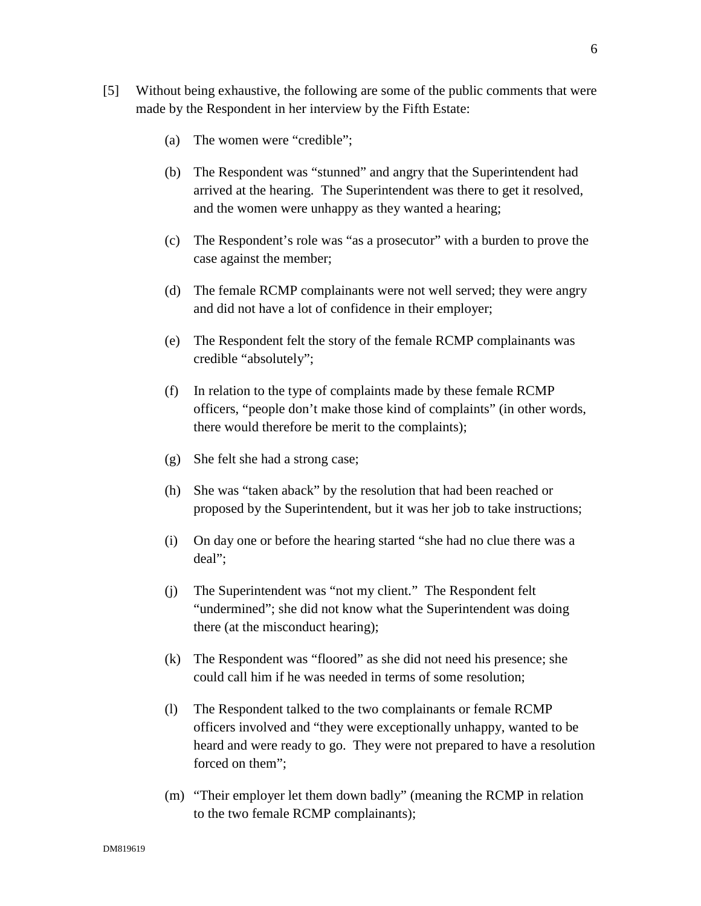[5] Without being exhaustive, the following are some of the public comments that were made by the Respondent in her interview by the Fifth Estate:

(a) The women were "credible";

(b) The Respondent was "stunned" and angry that the Superintendent had arrived at the hearing. The Superintendent was there to get it resolved, and the women were unhappy as they wanted a hearing;

(c) The Respondent's role was "as a prosecutor" with a burden to prove the case against the member;

(d) The female RCMP complainants were not well served; they were angry and did not have a lot of confidence in their employer;

(e) The Respondent felt the story of the female RCMP complainants was credible "absolutely";

(f) In relation to the type of complaints made by these female RCMP officers, "people don't make those kind of complaints" (in other words, there would therefore be merit to the complaints);

(g) She felt she had a strong case;

(h) She was "taken aback" by the resolution that had been reached or proposed by the Superintendent, but it was her job to take instructions;

(i) On day one or before the hearing started "she had no clue there was a deal";

(j) The Superintendent was "not my client." The Respondent felt "undermined"; she did not know what the Superintendent was doing there (at the misconduct hearing);

(k) The Respondent was "floored" as she did not need his presence; she could call him if he was needed in terms of some resolution;

(l) The Respondent talked to the two complainants or female RCMP officers involved and "they were exceptionally unhappy, wanted to be heard and were ready to go. They were not prepared to have a resolution forced on them";

(m) "Their employer let them down badly" (meaning the RCMP in relation to the two female RCMP complainants);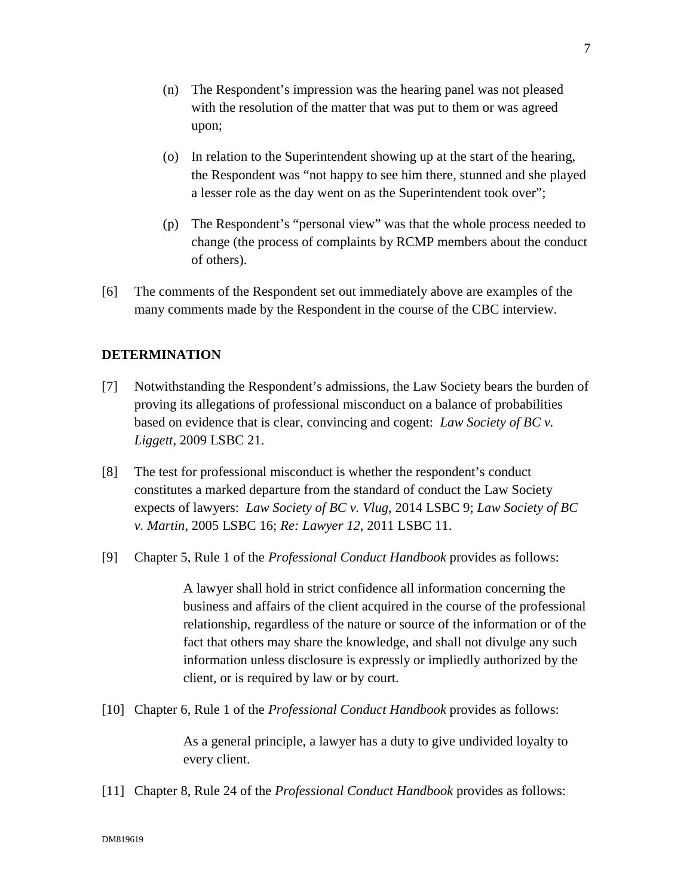(n) The Respondent's impression was the hearing panel was not pleased with the resolution of the matter that was put to them or was agreed upon;

(o) In relation to the Superintendent showing up at the start of the hearing, the Respondent was "not happy to see him there, stunned and she played a lesser role as the day went on as the Superintendent took over";

(p) The Respondent's "personal view" was that the whole process needed to change (the process of complaints by RCMP members about the conduct of others).

[6] The comments of the Respondent set out immediately above are examples of the many comments made by the Respondent in the course of the CBC interview.

## DETERMINATION

[7] Notwithstanding the Respondent's admissions, the Law Society bears the burden of proving its allegations of professional misconduct on a balance of probabilities based on evidence that is clear, convincing and cogent: *Law Society of BC v. Liggett*, 2009 LSBC 21.

[8] The test for professional misconduct is whether the respondent's conduct constitutes a marked departure from the standard of conduct the Law Society expects of lawyers: *Law Society of BC v. Vlug*, 2014 LSBC 9; *Law Society of BC v. Martin*, 2005 LSBC 16; *Re: Lawyer 12*, 2011 LSBC 11.

[9] Chapter 5, Rule 1 of the *Professional Conduct Handbook* provides as follows:

> A lawyer shall hold in strict confidence all information concerning the business and affairs of the client acquired in the course of the professional relationship, regardless of the nature or source of the information or of the fact that others may share the knowledge, and shall not divulge any such information unless disclosure is expressly or impliedly authorized by the client, or is required by law or by court.

[10] Chapter 6, Rule 1 of the *Professional Conduct Handbook* provides as follows:

> As a general principle, a lawyer has a duty to give undivided loyalty to every client.

[11] Chapter 8, Rule 24 of the *Professional Conduct Handbook* provides as follows: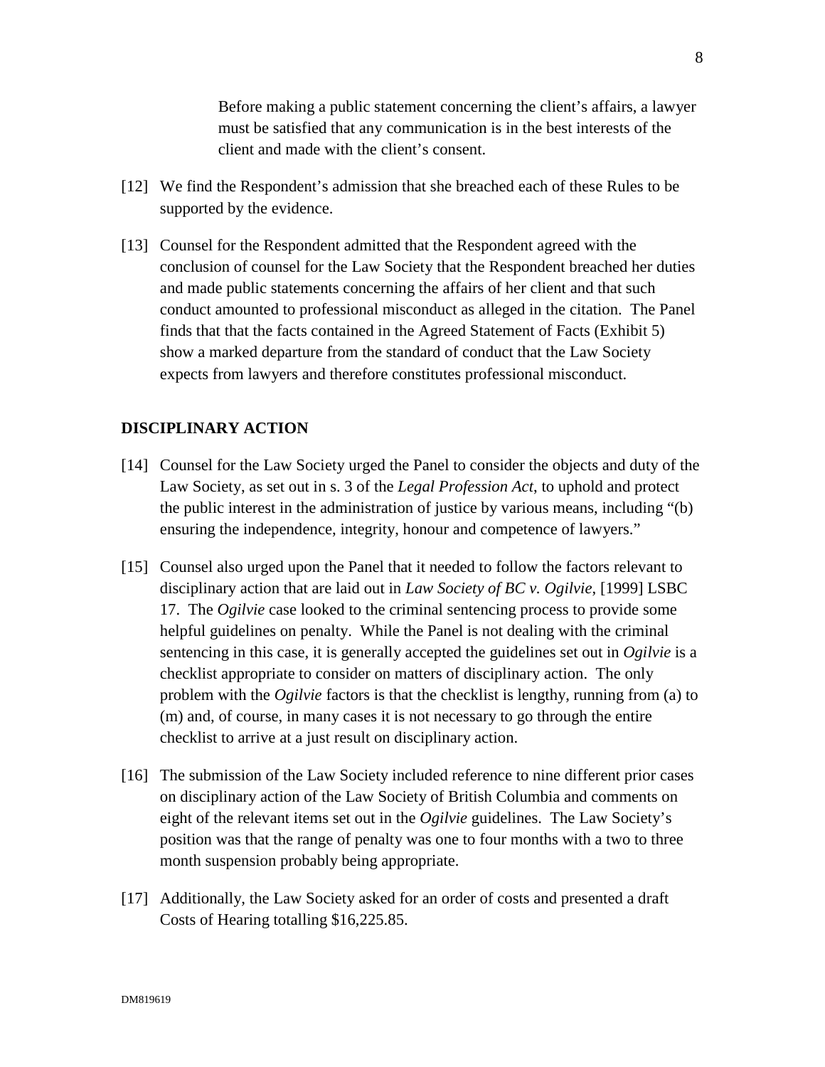> Before making a public statement concerning the client's affairs, a lawyer must be satisfied that any communication is in the best interests of the client and made with the client's consent.

[12] We find the Respondent's admission that she breached each of these Rules to be supported by the evidence.

[13] Counsel for the Respondent admitted that the Respondent agreed with the conclusion of counsel for the Law Society that the Respondent breached her duties and made public statements concerning the affairs of her client and that such conduct amounted to professional misconduct as alleged in the citation. The Panel finds that that the facts contained in the Agreed Statement of Facts (Exhibit 5) show a marked departure from the standard of conduct that the Law Society expects from lawyers and therefore constitutes professional misconduct.

## DISCIPLINARY ACTION

[14] Counsel for the Law Society urged the Panel to consider the objects and duty of the Law Society, as set out in s. 3 of the *Legal Profession Act*, to uphold and protect the public interest in the administration of justice by various means, including "(b) ensuring the independence, integrity, honour and competence of lawyers."

[15] Counsel also urged upon the Panel that it needed to follow the factors relevant to disciplinary action that are laid out in *Law Society of BC v. Ogilvie*, [1999] LSBC 17. The *Ogilvie* case looked to the criminal sentencing process to provide some helpful guidelines on penalty. While the Panel is not dealing with the criminal sentencing in this case, it is generally accepted the guidelines set out in *Ogilvie* is a checklist appropriate to consider on matters of disciplinary action. The only problem with the *Ogilvie* factors is that the checklist is lengthy, running from (a) to (m) and, of course, in many cases it is not necessary to go through the entire checklist to arrive at a just result on disciplinary action.

[16] The submission of the Law Society included reference to nine different prior cases on disciplinary action of the Law Society of British Columbia and comments on eight of the relevant items set out in the *Ogilvie* guidelines. The Law Society's position was that the range of penalty was one to four months with a two to three month suspension probably being appropriate.

[17] Additionally, the Law Society asked for an order of costs and presented a draft Costs of Hearing totalling $16,225.85.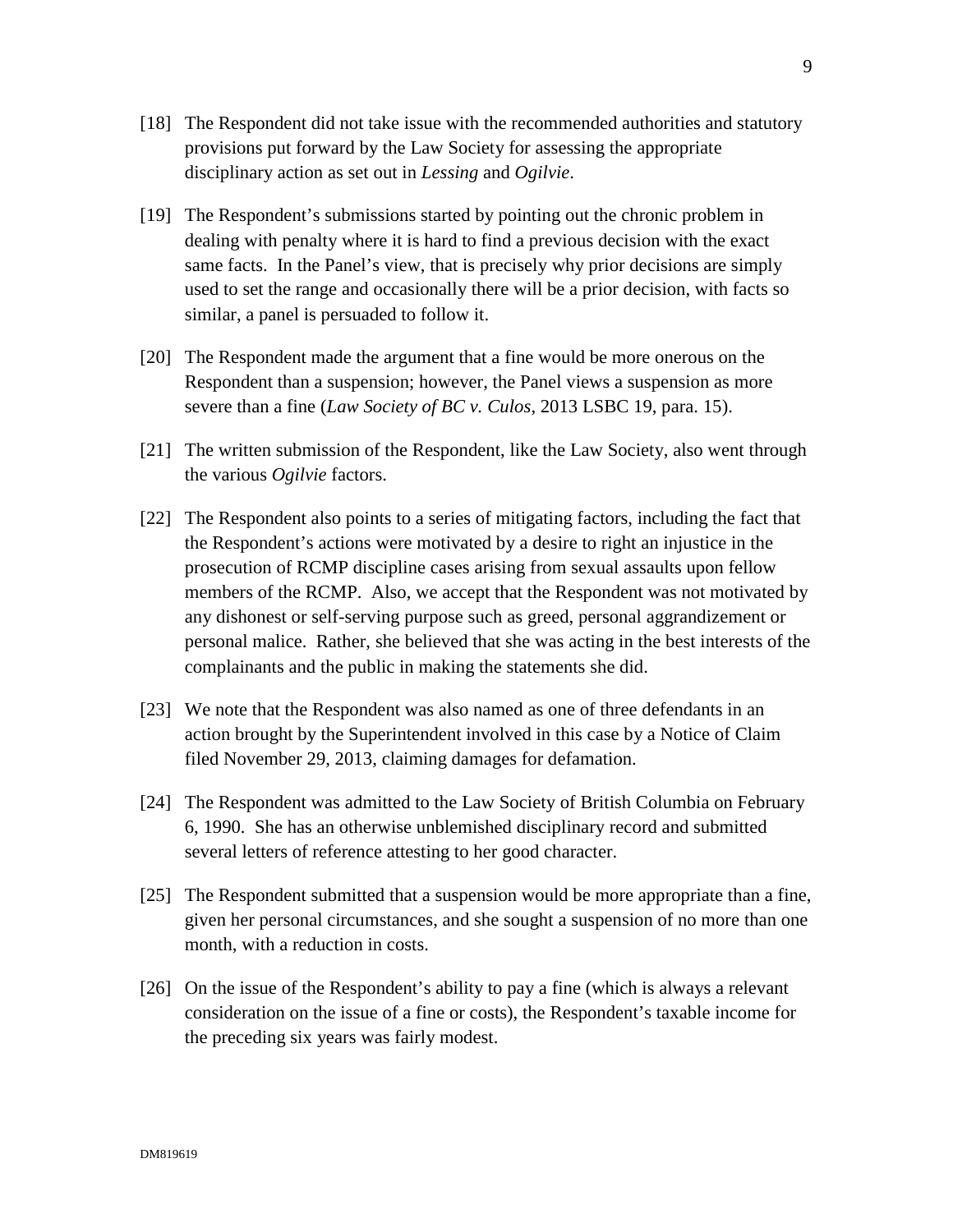[18] The Respondent did not take issue with the recommended authorities and statutory provisions put forward by the Law Society for assessing the appropriate disciplinary action as set out in *Lessing* and *Ogilvie*.

[19] The Respondent's submissions started by pointing out the chronic problem in dealing with penalty where it is hard to find a previous decision with the exact same facts. In the Panel's view, that is precisely why prior decisions are simply used to set the range and occasionally there will be a prior decision, with facts so similar, a panel is persuaded to follow it.

[20] The Respondent made the argument that a fine would be more onerous on the Respondent than a suspension; however, the Panel views a suspension as more severe than a fine (*Law Society of BC v. Culos*, 2013 LSBC 19, para. 15).

[21] The written submission of the Respondent, like the Law Society, also went through the various *Ogilvie* factors.

[22] The Respondent also points to a series of mitigating factors, including the fact that the Respondent's actions were motivated by a desire to right an injustice in the prosecution of RCMP discipline cases arising from sexual assaults upon fellow members of the RCMP. Also, we accept that the Respondent was not motivated by any dishonest or self-serving purpose such as greed, personal aggrandizement or personal malice. Rather, she believed that she was acting in the best interests of the complainants and the public in making the statements she did.

[23] We note that the Respondent was also named as one of three defendants in an action brought by the Superintendent involved in this case by a Notice of Claim filed November 29, 2013, claiming damages for defamation.

[24] The Respondent was admitted to the Law Society of British Columbia on February 6, 1990. She has an otherwise unblemished disciplinary record and submitted several letters of reference attesting to her good character.

[25] The Respondent submitted that a suspension would be more appropriate than a fine, given her personal circumstances, and she sought a suspension of no more than one month, with a reduction in costs.

[26] On the issue of the Respondent's ability to pay a fine (which is always a relevant consideration on the issue of a fine or costs), the Respondent's taxable income for the preceding six years was fairly modest.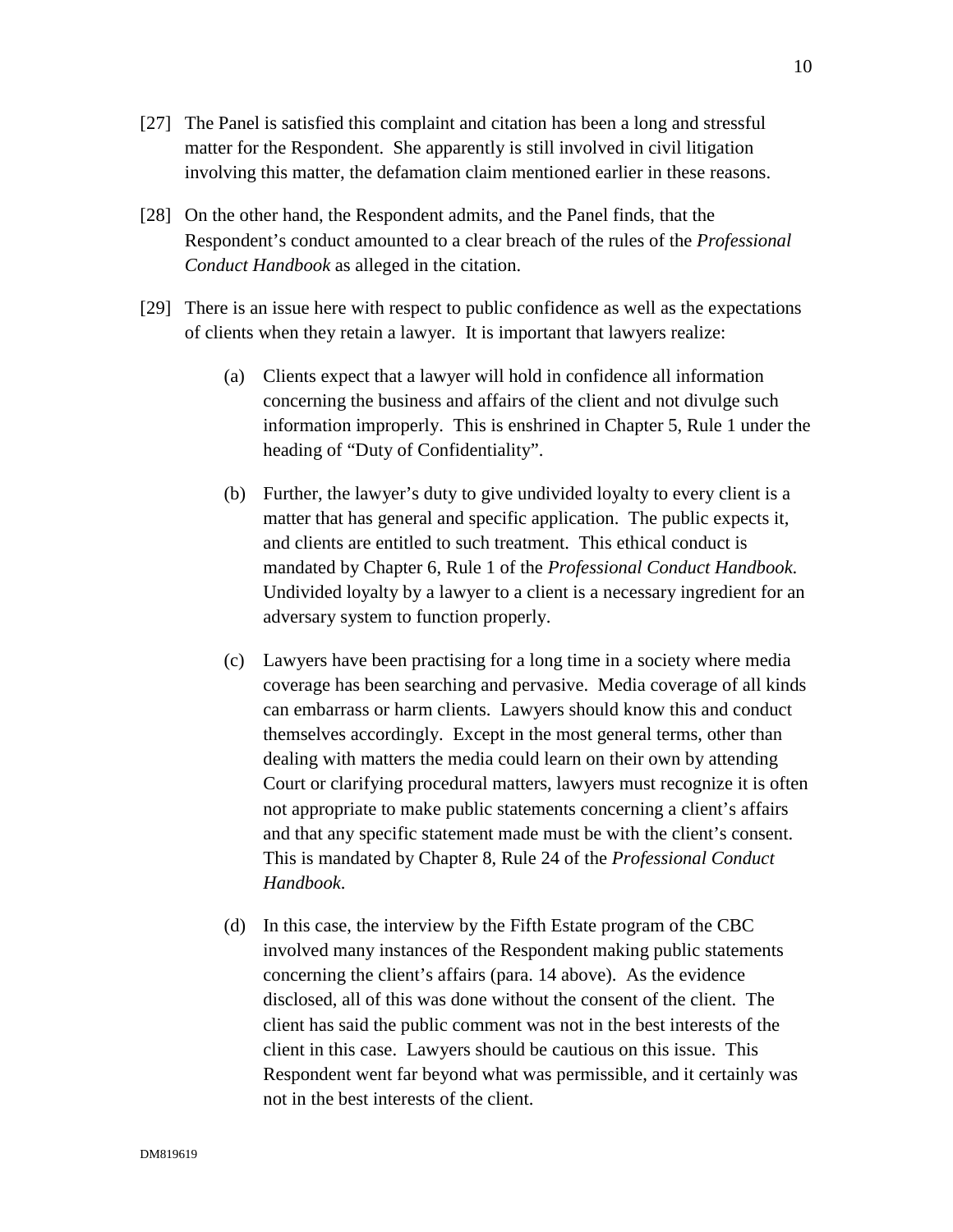[27] The Panel is satisfied this complaint and citation has been a long and stressful matter for the Respondent. She apparently is still involved in civil litigation involving this matter, the defamation claim mentioned earlier in these reasons.

[28] On the other hand, the Respondent admits, and the Panel finds, that the Respondent's conduct amounted to a clear breach of the rules of the *Professional Conduct Handbook* as alleged in the citation.

[29] There is an issue here with respect to public confidence as well as the expectations of clients when they retain a lawyer. It is important that lawyers realize:

> (a) Clients expect that a lawyer will hold in confidence all information concerning the business and affairs of the client and not divulge such information improperly. This is enshrined in Chapter 5, Rule 1 under the heading of "Duty of Confidentiality".
>
> (b) Further, the lawyer's duty to give undivided loyalty to every client is a matter that has general and specific application. The public expects it, and clients are entitled to such treatment. This ethical conduct is mandated by Chapter 6, Rule 1 of the *Professional Conduct Handbook.* Undivided loyalty by a lawyer to a client is a necessary ingredient for an adversary system to function properly.
>
> (c) Lawyers have been practising for a long time in a society where media coverage has been searching and pervasive. Media coverage of all kinds can embarrass or harm clients. Lawyers should know this and conduct themselves accordingly. Except in the most general terms, other than dealing with matters the media could learn on their own by attending Court or clarifying procedural matters, lawyers must recognize it is often not appropriate to make public statements concerning a client's affairs and that any specific statement made must be with the client's consent. This is mandated by Chapter 8, Rule 24 of the *Professional Conduct Handbook*.
>
> (d) In this case, the interview by the Fifth Estate program of the CBC involved many instances of the Respondent making public statements concerning the client's affairs (para. 14 above). As the evidence disclosed, all of this was done without the consent of the client. The client has said the public comment was not in the best interests of the client in this case. Lawyers should be cautious on this issue. This Respondent went far beyond what was permissible, and it certainly was not in the best interests of the client.

DM819619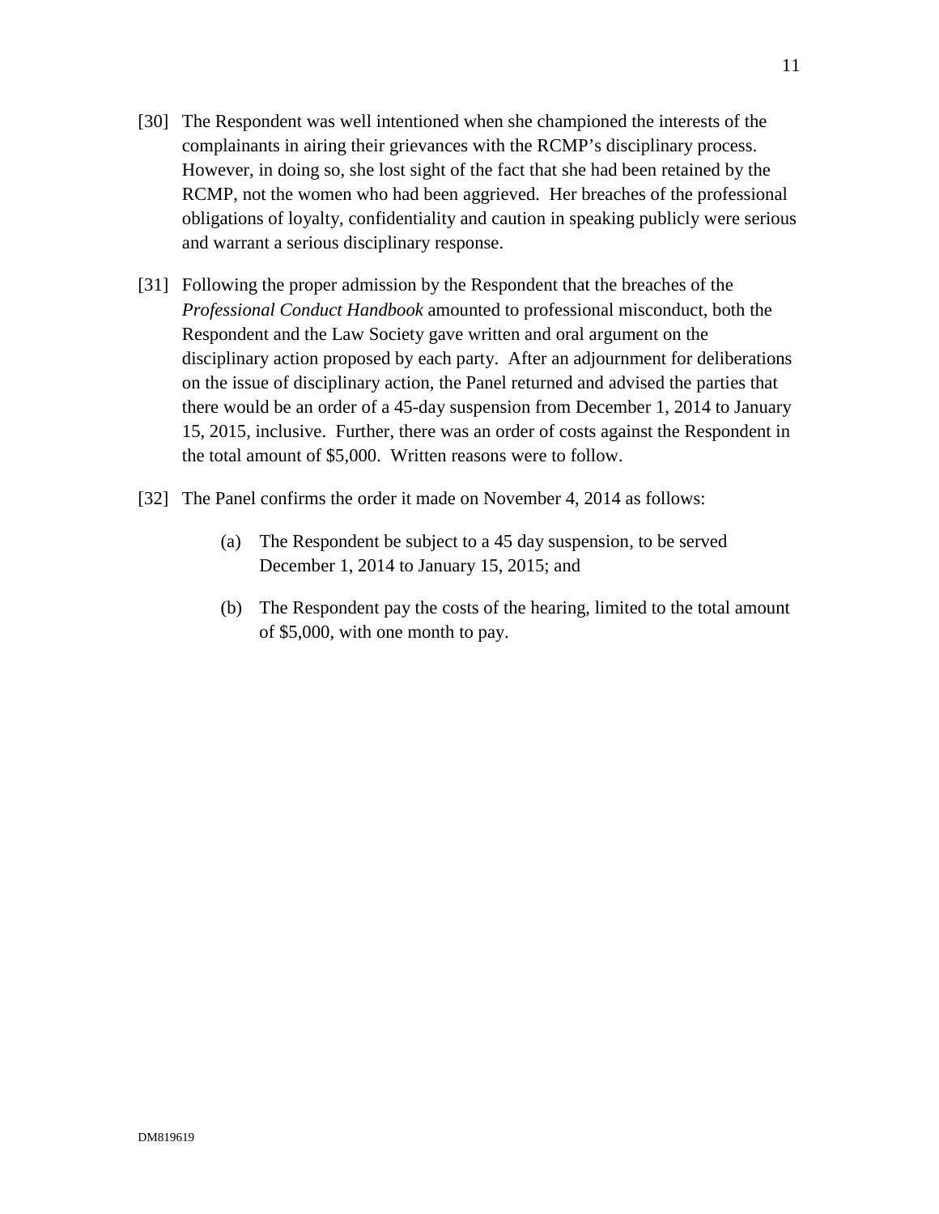[30] The Respondent was well intentioned when she championed the interests of the complainants in airing their grievances with the RCMP's disciplinary process. However, in doing so, she lost sight of the fact that she had been retained by the RCMP, not the women who had been aggrieved. Her breaches of the professional obligations of loyalty, confidentiality and caution in speaking publicly were serious and warrant a serious disciplinary response.

[31] Following the proper admission by the Respondent that the breaches of the *Professional Conduct Handbook* amounted to professional misconduct, both the Respondent and the Law Society gave written and oral argument on the disciplinary action proposed by each party. After an adjournment for deliberations on the issue of disciplinary action, the Panel returned and advised the parties that there would be an order of a 45-day suspension from December 1, 2014 to January 15, 2015, inclusive. Further, there was an order of costs against the Respondent in the total amount of $5,000. Written reasons were to follow.

[32] The Panel confirms the order it made on November 4, 2014 as follows:

(a) The Respondent be subject to a 45 day suspension, to be served December 1, 2014 to January 15, 2015; and

(b) The Respondent pay the costs of the hearing, limited to the total amount of $5,000, with one month to pay.

DM819619